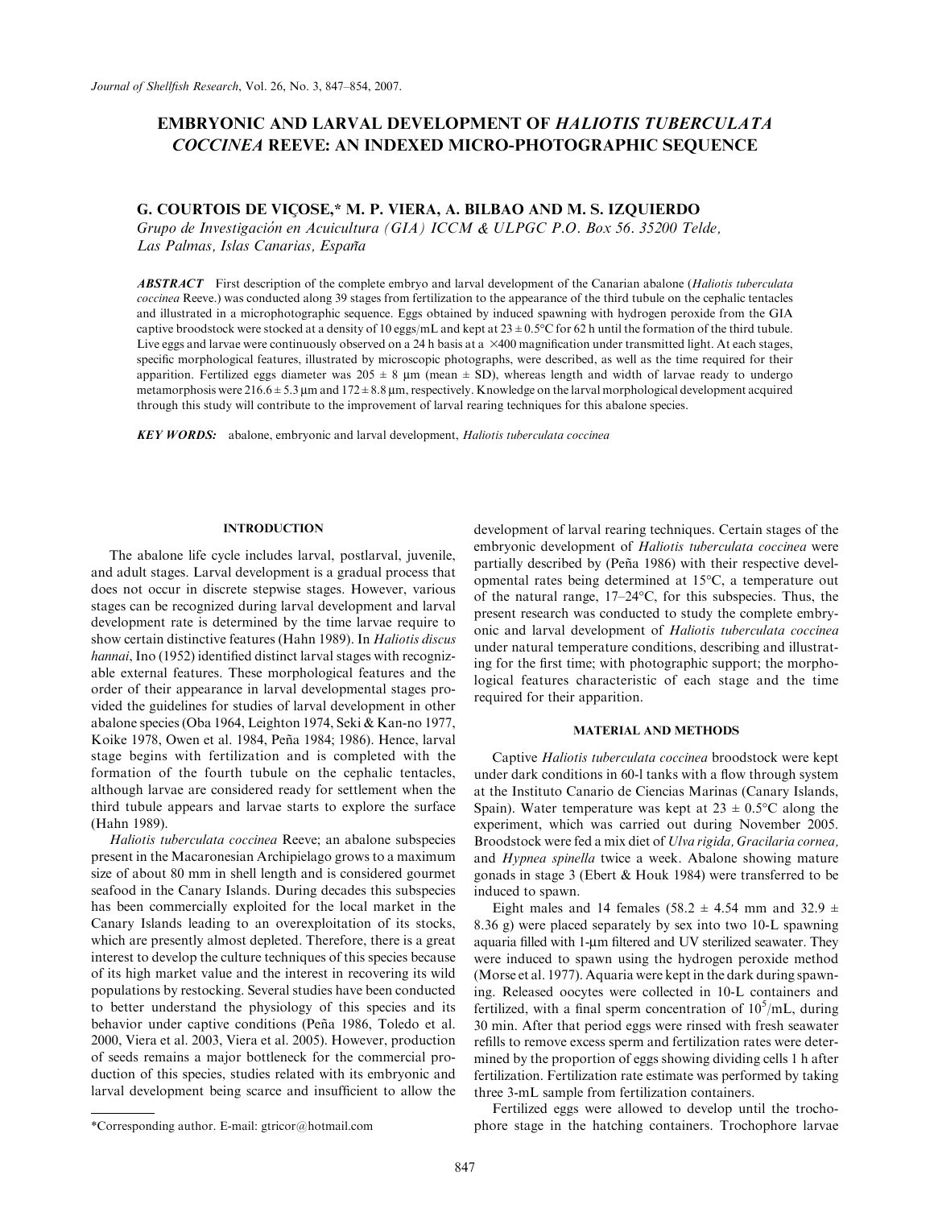# EMBRYONIC AND LARVAL DEVELOPMENT OF *HALIOTIS TUBERCULATA COCCINEA* REEVE: AN INDEXED MICRO-PHOTOGRAPHIC SEQUENCE

G. COURTOIS DE VIÇOSE,* M. P. VIERA, A. BILBAO AND M. S. IZQUIERDO

*Grupo de Investigación en Acuicultura (GIA) ICCM & ULPGC P.O. Box 56. 35200 Telde, Las Palmas, Islas Canarias, España*

***ABSTRACT*** First description of the complete embryo and larval development of the Canarian abalone (*Haliotis tuberculata coccinea* Reeve.) was conducted along 39 stages from fertilization to the appearance of the third tubule on the cephalic tentacles and illustrated in a microphotographic sequence. Eggs obtained by induced spawning with hydrogen peroxide from the GIA captive broodstock were stocked at a density of 10 eggs/mL and kept at 23 ± 0.5°C for 62 h until the formation of the third tubule. Live eggs and larvae were continuously observed on a 24 h basis at a ×400 magnification under transmitted light. At each stages, specific morphological features, illustrated by microscopic photographs, were described, as well as the time required for their apparition. Fertilized eggs diameter was 205 ± 8 μm (mean ± SD), whereas length and width of larvae ready to undergo metamorphosis were 216.6 ± 5.3 μm and 172 ± 8.8 μm, respectively. Knowledge on the larval morphological development acquired through this study will contribute to the improvement of larval rearing techniques for this abalone species.

***KEY WORDS:*** abalone, embryonic and larval development, *Haliotis tuberculata coccinea*

## INTRODUCTION

The abalone life cycle includes larval, postlarval, juvenile, and adult stages. Larval development is a gradual process that does not occur in discrete stepwise stages. However, various stages can be recognized during larval development and larval development rate is determined by the time larvae require to show certain distinctive features (Hahn 1989). In *Haliotis discus hannai*, Ino (1952) identified distinct larval stages with recognizable external features. These morphological features and the order of their appearance in larval developmental stages provided the guidelines for studies of larval development in other abalone species (Oba 1964, Leighton 1974, Seki & Kan-no 1977, Koike 1978, Owen et al. 1984, Peña 1984; 1986). Hence, larval stage begins with fertilization and is completed with the formation of the fourth tubule on the cephalic tentacles, although larvae are considered ready for settlement when the third tubule appears and larvae starts to explore the surface (Hahn 1989).

*Haliotis tuberculata coccinea* Reeve; an abalone subspecies present in the Macaronesian Archipielago grows to a maximum size of about 80 mm in shell length and is considered gourmet seafood in the Canary Islands. During decades this subspecies has been commercially exploited for the local market in the Canary Islands leading to an overexploitation of its stocks, which are presently almost depleted. Therefore, there is a great interest to develop the culture techniques of this species because of its high market value and the interest in recovering its wild populations by restocking. Several studies have been conducted to better understand the physiology of this species and its behavior under captive conditions (Peña 1986, Toledo et al. 2000, Viera et al. 2003, Viera et al. 2005). However, production of seeds remains a major bottleneck for the commercial production of this species, studies related with its embryonic and larval development being scarce and insufficient to allow the development of larval rearing techniques. Certain stages of the embryonic development of *Haliotis tuberculata coccinea* were partially described by (Peña 1986) with their respective developmental rates being determined at 15°C, a temperature out of the natural range, 17–24°C, for this subspecies. Thus, the present research was conducted to study the complete embryonic and larval development of *Haliotis tuberculata coccinea* under natural temperature conditions, describing and illustrating for the first time; with photographic support; the morphological features characteristic of each stage and the time required for their apparition.

## MATERIAL AND METHODS

Captive *Haliotis tuberculata coccinea* broodstock were kept under dark conditions in 60-l tanks with a flow through system at the Instituto Canario de Ciencias Marinas (Canary Islands, Spain). Water temperature was kept at 23 ± 0.5°C along the experiment, which was carried out during November 2005. Broodstock were fed a mix diet of *Ulva rigida*, *Gracilaria cornea*, and *Hypnea spinella* twice a week. Abalone showing mature gonads in stage 3 (Ebert & Houk 1984) were transferred to be induced to spawn.

Eight males and 14 females (58.2 ± 4.54 mm and 32.9 ± 8.36 g) were placed separately by sex into two 10-L spawning aquaria filled with 1-μm filtered and UV sterilized seawater. They were induced to spawn using the hydrogen peroxide method (Morse et al. 1977). Aquaria were kept in the dark during spawning. Released oocytes were collected in 10-L containers and fertilized, with a final sperm concentration of $10^5$/mL, during 30 min. After that period eggs were rinsed with fresh seawater refills to remove excess sperm and fertilization rates were determined by the proportion of eggs showing dividing cells 1 h after fertilization. Fertilization rate estimate was performed by taking three 3-mL sample from fertilization containers.

Fertilized eggs were allowed to develop until the trochophore stage in the hatching containers. Trochophore larvae

*Corresponding author. E-mail: gtricor@hotmail.com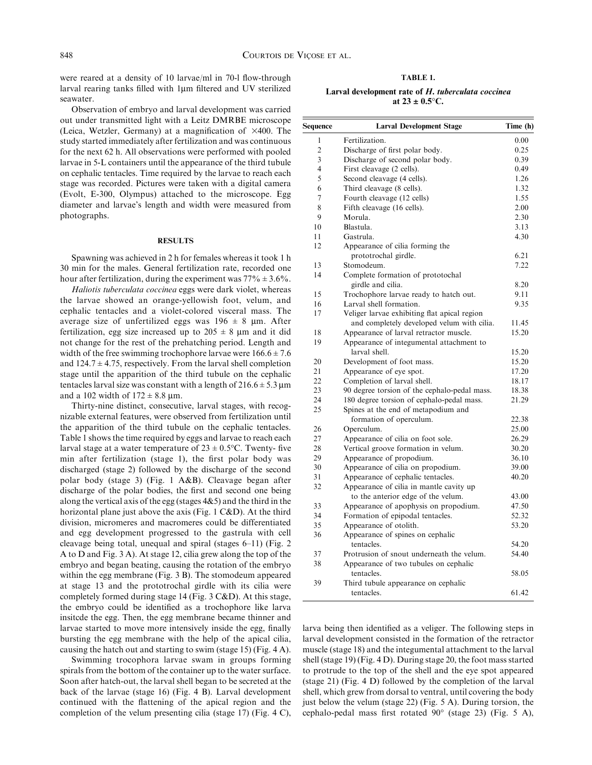were reared at a density of 10 larvae/ml in 70-l flow-through larval rearing tanks filled with 1µm filtered and UV sterilized seawater.

Observation of embryo and larval development was carried out under transmitted light with a Leitz DMRBE microscope (Leica, Wetzler, Germany) at a magnification of ×400. The study started immediately after fertilization and was continuous for the next 62 h. All observations were performed with pooled larvae in 5-L containers until the appearance of the third tubule on cephalic tentacles. Time required by the larvae to reach each stage was recorded. Pictures were taken with a digital camera (Evolt, E-300, Olympus) attached to the microscope. Egg diameter and larvae's length and width were measured from photographs.

## RESULTS

Spawning was achieved in 2 h for females whereas it took 1 h 30 min for the males. General fertilization rate, recorded one hour after fertilization, during the experiment was 77% ± 3.6%.

*Haliotis tuberculata coccinea* eggs were dark violet, whereas the larvae showed an orange-yellowish foot, velum, and cephalic tentacles and a violet-colored visceral mass. The average size of unfertilized eggs was 196 ± 8 µm. After fertilization, egg size increased up to 205 ± 8 µm and it did not change for the rest of the prehatching period. Length and width of the free swimming trochophore larvae were 166.6 ± 7.6 and 124.7 ± 4.75, respectively. From the larval shell completion stage until the apparition of the third tubule on the cephalic tentacles larval size was constant with a length of 216.6 ± 5.3 µm and a 102 width of 172 ± 8.8 µm.

Thirty-nine distinct, consecutive, larval stages, with recognizable external features, were observed from fertilization until the apparition of the third tubule on the cephalic tentacles. Table 1 shows the time required by eggs and larvae to reach each larval stage at a water temperature of 23 ± 0.5°C. Twenty- five min after fertilization (stage 1), the first polar body was discharged (stage 2) followed by the discharge of the second polar body (stage 3) (Fig. 1 A&B). Cleavage began after discharge of the polar bodies, the first and second one being along the vertical axis of the egg (stages 4&5) and the third in the horizontal plane just above the axis (Fig. 1 C&D). At the third division, micromeres and macromeres could be differentiated and egg development progressed to the gastrula with cell cleavage being total, unequal and spiral (stages 6–11) (Fig. 2 A to D and Fig. 3 A). At stage 12, cilia grew along the top of the embryo and began beating, causing the rotation of the embryo within the egg membrane (Fig. 3 B). The stomodeum appeared at stage 13 and the prototrochal girdle with its cilia were completely formed during stage 14 (Fig. 3 C&D). At this stage, the embryo could be identified as a trochophore like larva insitcde the egg. Then, the egg membrane became thinner and larvae started to move more intensively inside the egg, finally bursting the egg membrane with the help of the apical cilia, causing the hatch out and starting to swim (stage 15) (Fig. 4 A).

Swimming trocophora larvae swam in groups forming spirals from the bottom of the container up to the water surface. Soon after hatch-out, the larval shell began to be secreted at the back of the larvae (stage 16) (Fig. 4 B). Larval development continued with the flattening of the apical region and the completion of the velum presenting cilia (stage 17) (Fig. 4 C), larva being then identified as a veliger. The following steps in larval development consisted in the formation of the retractor muscle (stage 18) and the integumental attachment to the larval shell (stage 19) (Fig. 4 D). During stage 20, the foot mass started to protrude to the top of the shell and the eye spot appeared (stage 21) (Fig. 4 D) followed by the completion of the larval shell, which grew from dorsal to ventral, until covering the body just below the velum (stage 22) (Fig. 5 A). During torsion, the cephalo-pedal mass first rotated 90° (stage 23) (Fig. 5 A),

**TABLE 1.**

**Larval development rate of *H. tuberculata coccinea* at 23 ± 0.5°C.**

| Sequence | Larval Development Stage | Time (h) |
|---|---|---|
| 1 | Fertilization. | 0.00 |
| 2 | Discharge of first polar body. | 0.25 |
| 3 | Discharge of second polar body. | 0.39 |
| 4 | First cleavage (2 cells). | 0.49 |
| 5 | Second cleavage (4 cells). | 1.26 |
| 6 | Third cleavage (8 cells). | 1.32 |
| 7 | Fourth cleavage (12 cells) | 1.55 |
| 8 | Fifth cleavage (16 cells). | 2.00 |
| 9 | Morula. | 2.30 |
| 10 | Blastula. | 3.13 |
| 11 | Gastrula. | 4.30 |
| 12 | Appearance of cilia forming the prototrochal girdle. | 6.21 |
| 13 | Stomodeum. | 7.22 |
| 14 | Complete formation of prototochal girdle and cilia. | 8.20 |
| 15 | Trochophore larvae ready to hatch out. | 9.11 |
| 16 | Larval shell formation. | 9.35 |
| 17 | Veliger larvae exhibiting flat apical region and completely developed velum with cilia. | 11.45 |
| 18 | Appearance of larval retractor muscle. | 15.20 |
| 19 | Appearance of integumental attachment to larval shell. | 15.20 |
| 20 | Development of foot mass. | 15.20 |
| 21 | Appearance of eye spot. | 17.20 |
| 22 | Completion of larval shell. | 18.17 |
| 23 | 90 degree torsion of the cephalo-pedal mass. | 18.38 |
| 24 | 180 degree torsion of cephalo-pedal mass. | 21.29 |
| 25 | Spines at the end of metapodium and formation of operculum. | 22.38 |
| 26 | Operculum. | 25.00 |
| 27 | Appearance of cilia on foot sole. | 26.29 |
| 28 | Vertical groove formation in velum. | 30.20 |
| 29 | Appearance of propodium. | 36.10 |
| 30 | Appearance of cilia on propodium. | 39.00 |
| 31 | Appearance of cephalic tentacles. | 40.20 |
| 32 | Appearance of cilia in mantle cavity up to the anterior edge of the velum. | 43.00 |
| 33 | Appearance of apophysis on propodium. | 47.50 |
| 34 | Formation of epipodal tentacles. | 52.32 |
| 35 | Appearance of otolith. | 53.20 |
| 36 | Appearance of spines on cephalic tentacles. | 54.20 |
| 37 | Protrusion of snout underneath the velum. | 54.40 |
| 38 | Appearance of two tubules on cephalic tentacles. | 58.05 |
| 39 | Third tubule appearance on cephalic tentacles. | 61.42 |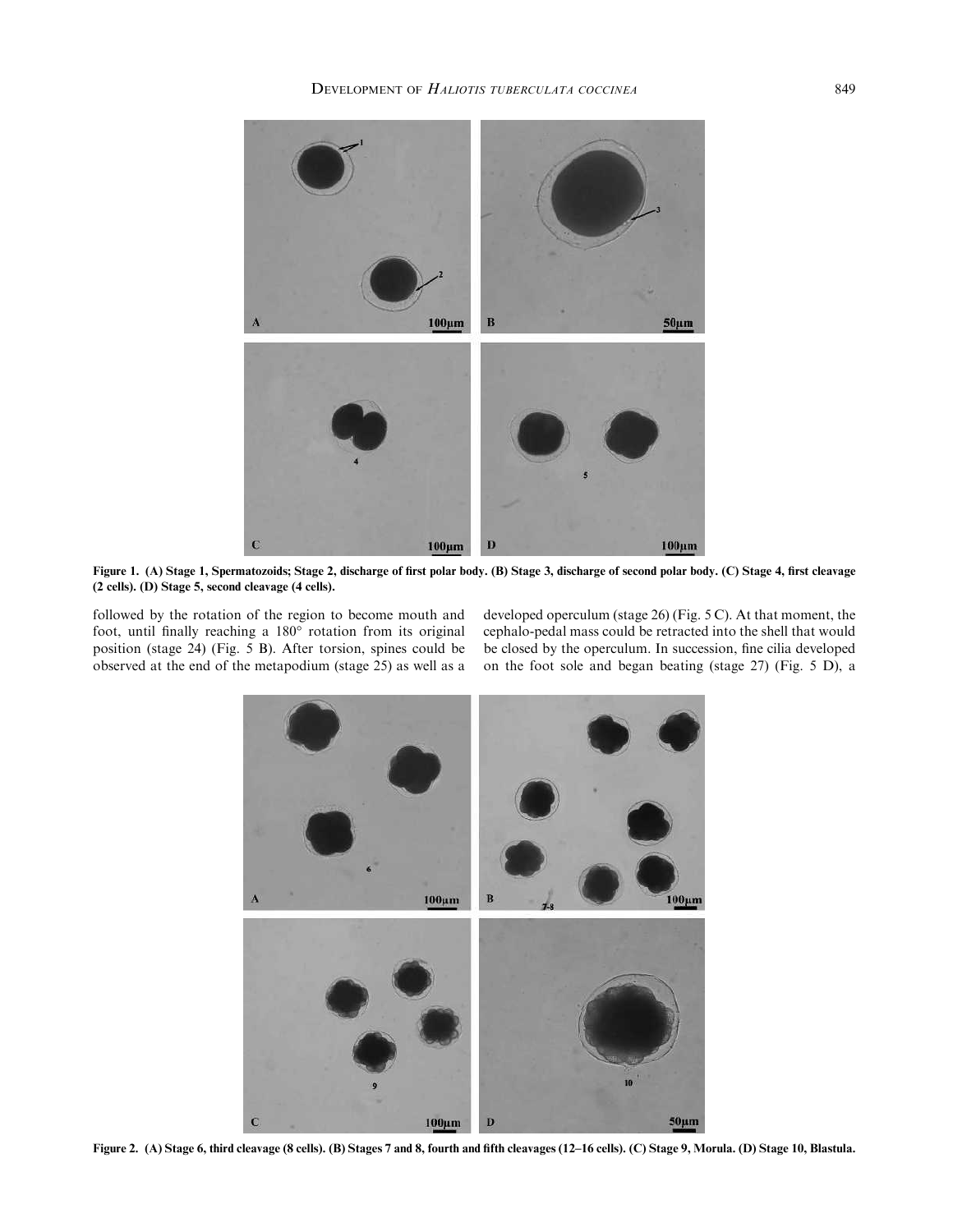Figure 1. (A) Stage 1, Spermatozoids; Stage 2, discharge of first polar body. (B) Stage 3, discharge of second polar body. (C) Stage 4, first cleavage (2 cells). (D) Stage 5, second cleavage (4 cells).

followed by the rotation of the region to become mouth and foot, until finally reaching a 180° rotation from its original position (stage 24) (Fig. 5 B). After torsion, spines could be observed at the end of the metapodium (stage 25) as well as a developed operculum (stage 26) (Fig. 5 C). At that moment, the cephalo-pedal mass could be retracted into the shell that would be closed by the operculum. In succession, fine cilia developed on the foot sole and began beating (stage 27) (Fig. 5 D), a

Figure 2. (A) Stage 6, third cleavage (8 cells). (B) Stages 7 and 8, fourth and fifth cleavages (12–16 cells). (C) Stage 9, Morula. (D) Stage 10, Blastula.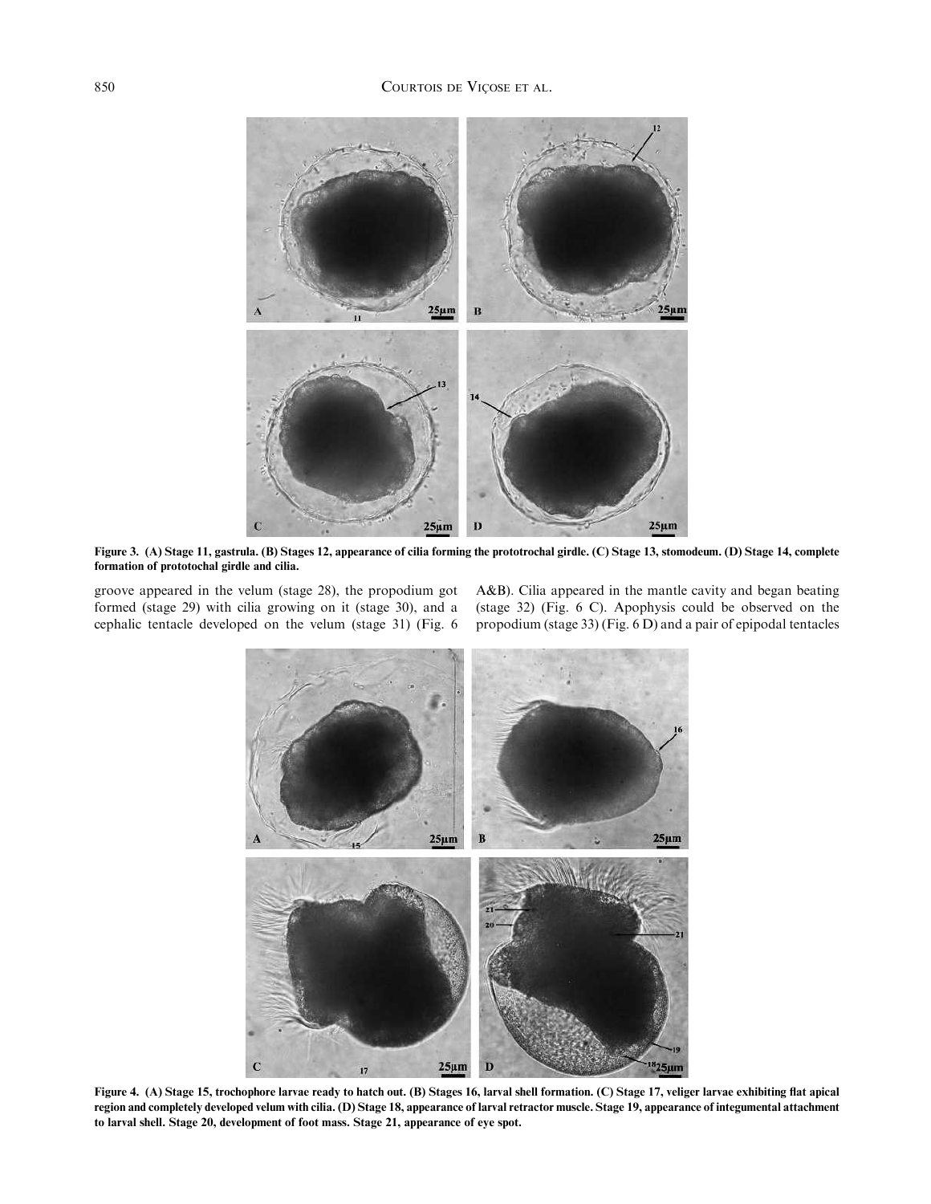**Figure 3. (A) Stage 11, gastrula. (B) Stages 12, appearance of cilia forming the prototrochal girdle. (C) Stage 13, stomodeum. (D) Stage 14, complete formation of prototochal girdle and cilia.**

groove appeared in the velum (stage 28), the propodium got formed (stage 29) with cilia growing on it (stage 30), and a cephalic tentacle developed on the velum (stage 31) (Fig. 6 A&B). Cilia appeared in the mantle cavity and began beating (stage 32) (Fig. 6 C). Apophysis could be observed on the propodium (stage 33) (Fig. 6 D) and a pair of epipodal tentacles

**Figure 4. (A) Stage 15, trochophore larvae ready to hatch out. (B) Stages 16, larval shell formation. (C) Stage 17, veliger larvae exhibiting flat apical region and completely developed velum with cilia. (D) Stage 18, appearance of larval retractor muscle. Stage 19, appearance of integumental attachment to larval shell. Stage 20, development of foot mass. Stage 21, appearance of eye spot.**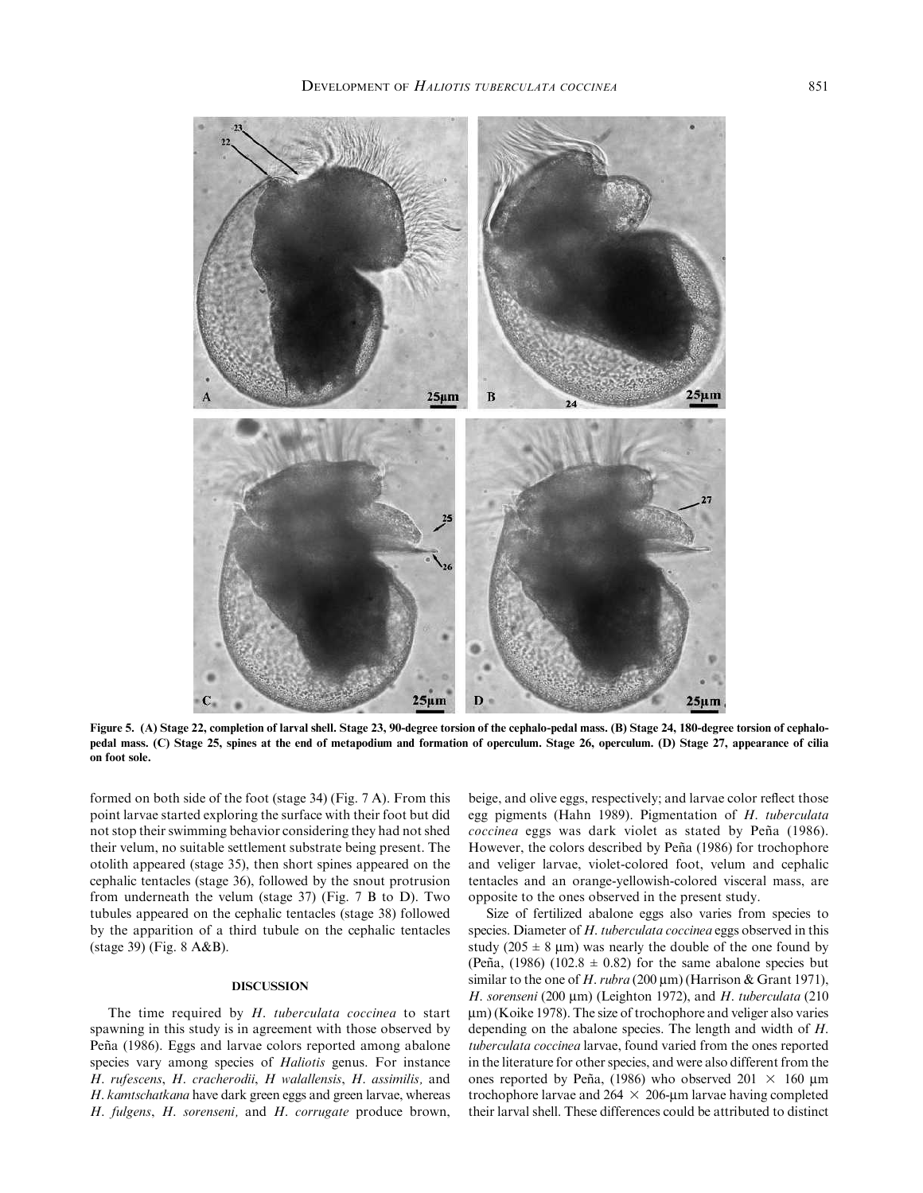Figure 5. (A) Stage 22, completion of larval shell. Stage 23, 90-degree torsion of the cephalo-pedal mass. (B) Stage 24, 180-degree torsion of cephalo-pedal mass. (C) Stage 25, spines at the end of metapodium and formation of operculum. Stage 26, operculum. (D) Stage 27, appearance of cilia on foot sole.

formed on both side of the foot (stage 34) (Fig. 7 A). From this point larvae started exploring the surface with their foot but did not stop their swimming behavior considering they had not shed their velum, no suitable settlement substrate being present. The otolith appeared (stage 35), then short spines appeared on the cephalic tentacles (stage 36), followed by the snout protrusion from underneath the velum (stage 37) (Fig. 7 B to D). Two tubules appeared on the cephalic tentacles (stage 38) followed by the apparition of a third tubule on the cephalic tentacles (stage 39) (Fig. 8 A&B).

## DISCUSSION

The time required by *H. tuberculata coccinea* to start spawning in this study is in agreement with those observed by Peña (1986). Eggs and larvae colors reported among abalone species vary among species of *Haliotis* genus. For instance *H. rufescens*, *H. cracherodii*, *H walallensis*, *H. assimilis,* and *H. kamtschatkana* have dark green eggs and green larvae, whereas *H. fulgens*, *H. sorenseni,* and *H. corrugate* produce brown, beige, and olive eggs, respectively; and larvae color reflect those egg pigments (Hahn 1989). Pigmentation of *H. tuberculata coccinea* eggs was dark violet as stated by Peña (1986). However, the colors described by Peña (1986) for trochophore and veliger larvae, violet-colored foot, velum and cephalic tentacles and an orange-yellowish-colored visceral mass, are opposite to the ones observed in the present study.

Size of fertilized abalone eggs also varies from species to species. Diameter of *H. tuberculata coccinea* eggs observed in this study (205 ± 8 μm) was nearly the double of the one found by (Peña, (1986) (102.8 ± 0.82) for the same abalone species but similar to the one of *H. rubra* (200 μm) (Harrison & Grant 1971), *H. sorenseni* (200 μm) (Leighton 1972), and *H. tuberculata* (210 μm) (Koike 1978). The size of trochophore and veliger also varies depending on the abalone species. The length and width of *H. tuberculata coccinea* larvae, found varied from the ones reported in the literature for other species, and were also different from the ones reported by Peña, (1986) who observed 201 × 160 μm trochophore larvae and 264 × 206-μm larvae having completed their larval shell. These differences could be attributed to distinct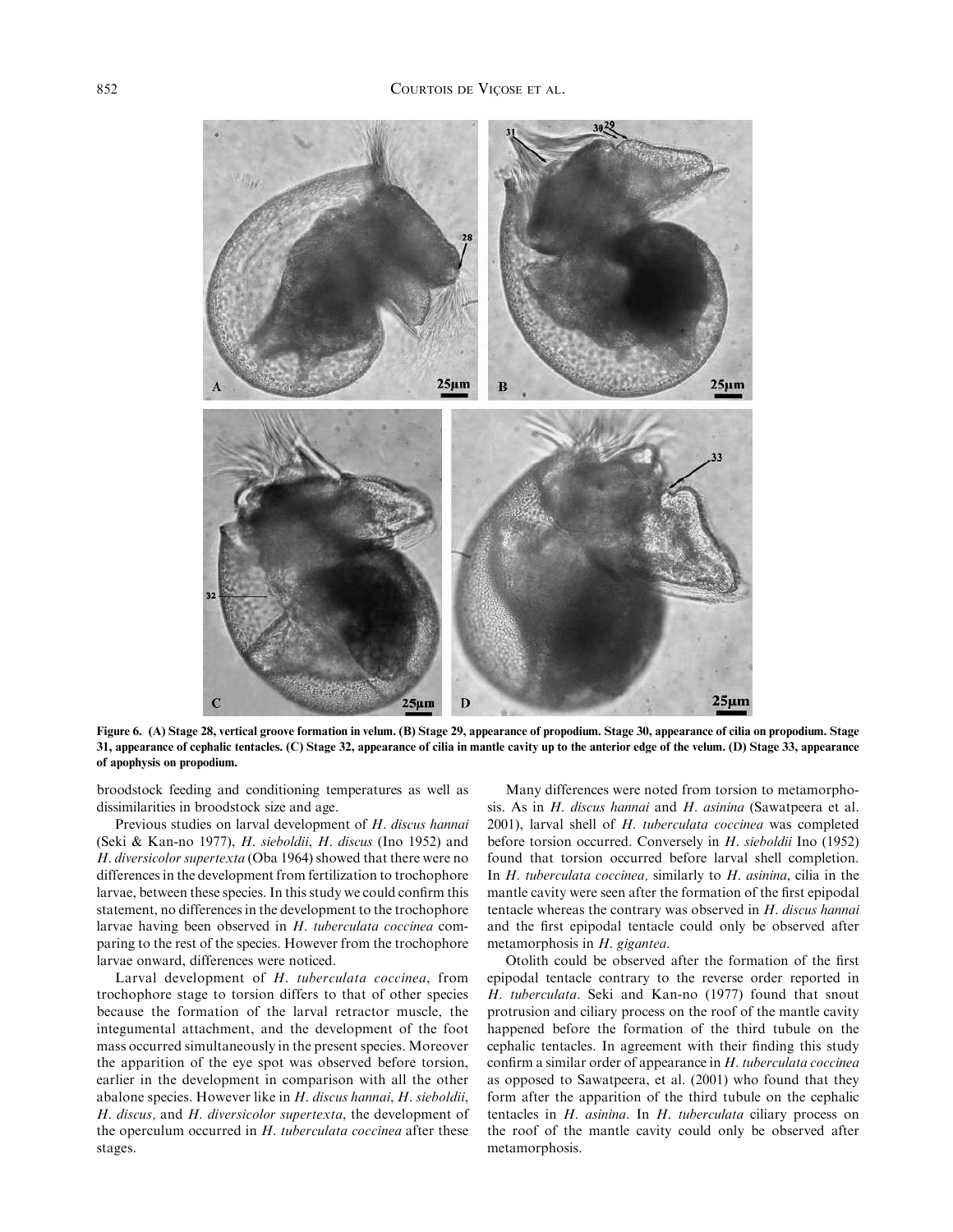Figure 6. (A) Stage 28, vertical groove formation in velum. (B) Stage 29, appearance of propodium. Stage 30, appearance of cilia on propodium. Stage 31, appearance of cephalic tentacles. (C) Stage 32, appearance of cilia in mantle cavity up to the anterior edge of the velum. (D) Stage 33, appearance of apophysis on propodium.

broodstock feeding and conditioning temperatures as well as dissimilarities in broodstock size and age.

Previous studies on larval development of *H. discus hannai* (Seki & Kan-no 1977), *H. sieboldii*, *H. discus* (Ino 1952) and *H. diversicolor supertexta* (Oba 1964) showed that there were no differences in the development from fertilization to trochophore larvae, between these species. In this study we could confirm this statement, no differences in the development to the trochophore larvae having been observed in *H. tuberculata coccinea* comparing to the rest of the species. However from the trochophore larvae onward, differences were noticed.

Larval development of *H. tuberculata coccinea*, from trochophore stage to torsion differs to that of other species because the formation of the larval retractor muscle, the integumental attachment, and the development of the foot mass occurred simultaneously in the present species. Moreover the apparition of the eye spot was observed before torsion, earlier in the development in comparison with all the other abalone species. However like in *H. discus hannai*, *H. sieboldii*, *H. discus,* and *H. diversicolor supertexta*, the development of the operculum occurred in *H. tuberculata coccinea* after these stages.

Many differences were noted from torsion to metamorphosis. As in *H. discus hannai* and *H. asinina* (Sawatpeera et al. 2001), larval shell of *H. tuberculata coccinea* was completed before torsion occurred. Conversely in *H. sieboldii* Ino (1952) found that torsion occurred before larval shell completion. In *H. tuberculata coccinea,* similarly to *H. asinina*, cilia in the mantle cavity were seen after the formation of the first epipodal tentacle whereas the contrary was observed in *H. discus hannai* and the first epipodal tentacle could only be observed after metamorphosis in *H. gigantea*.

Otolith could be observed after the formation of the first epipodal tentacle contrary to the reverse order reported in *H. tuberculata*. Seki and Kan-no (1977) found that snout protrusion and ciliary process on the roof of the mantle cavity happened before the formation of the third tubule on the cephalic tentacles. In agreement with their finding this study confirm a similar order of appearance in *H. tuberculata coccinea* as opposed to Sawatpeera, et al. (2001) who found that they form after the apparition of the third tubule on the cephalic tentacles in *H. asinina*. In *H. tuberculata* ciliary process on the roof of the mantle cavity could only be observed after metamorphosis.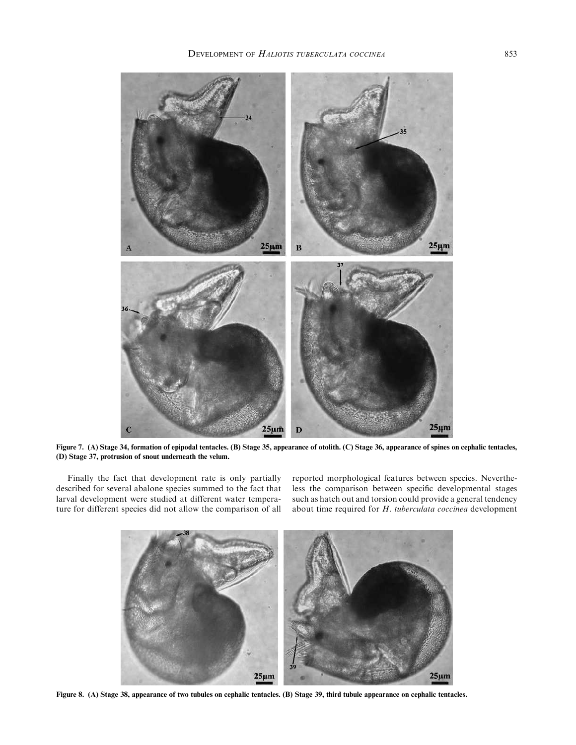Figure 7. (A) Stage 34, formation of epipodal tentacles. (B) Stage 35, appearance of otolith. (C) Stage 36, appearance of spines on cephalic tentacles, (D) Stage 37, protrusion of snout underneath the velum.

Finally the fact that development rate is only partially described for several abalone species summed to the fact that larval development were studied at different water temperature for different species did not allow the comparison of all reported morphological features between species. Nevertheless the comparison between specific developmental stages such as hatch out and torsion could provide a general tendency about time required for *H. tuberculata coccinea* development

Figure 8. (A) Stage 38, appearance of two tubules on cephalic tentacles. (B) Stage 39, third tubule appearance on cephalic tentacles.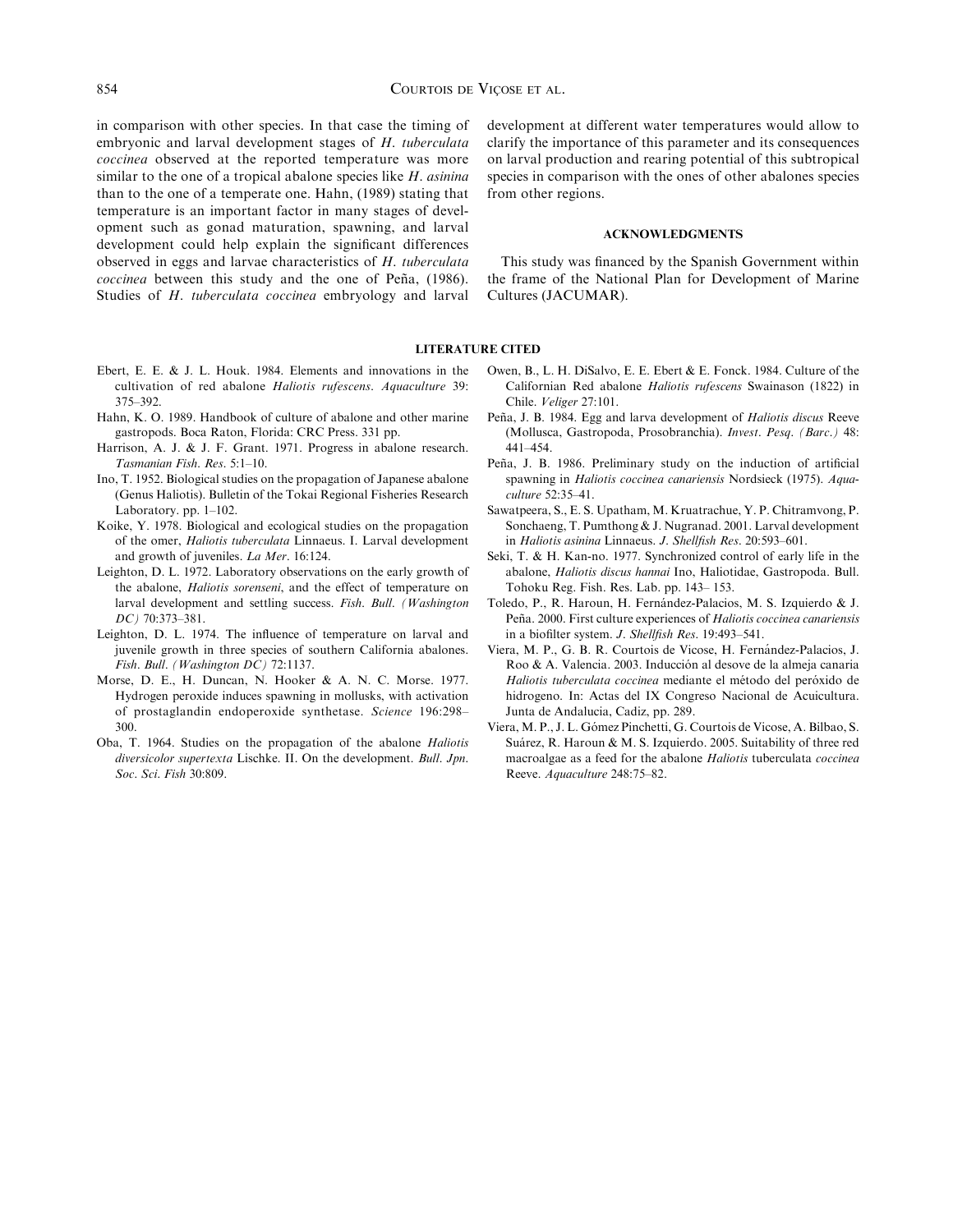in comparison with other species. In that case the timing of embryonic and larval development stages of *H. tuberculata coccinea* observed at the reported temperature was more similar to the one of a tropical abalone species like *H. asinina* than to the one of a temperate one. Hahn, (1989) stating that temperature is an important factor in many stages of development such as gonad maturation, spawning, and larval development could help explain the significant differences observed in eggs and larvae characteristics of *H. tuberculata coccinea* between this study and the one of Peña, (1986). Studies of *H. tuberculata coccinea* embryology and larval development at different water temperatures would allow to clarify the importance of this parameter and its consequences on larval production and rearing potential of this subtropical species in comparison with the ones of other abalones species from other regions.

## ACKNOWLEDGMENTS

This study was financed by the Spanish Government within the frame of the National Plan for Development of Marine Cultures (JACUMAR).

## LITERATURE CITED

Ebert, E. E. & J. L. Houk. 1984. Elements and innovations in the cultivation of red abalone *Haliotis rufescens*. *Aquaculture* 39: 375–392.

Hahn, K. O. 1989. Handbook of culture of abalone and other marine gastropods. Boca Raton, Florida: CRC Press. 331 pp.

Harrison, A. J. & J. F. Grant. 1971. Progress in abalone research. *Tasmanian Fish. Res.* 5:1–10.

Ino, T. 1952. Biological studies on the propagation of Japanese abalone (Genus Haliotis). Bulletin of the Tokai Regional Fisheries Research Laboratory. pp. 1–102.

Koike, Y. 1978. Biological and ecological studies on the propagation of the omer, *Haliotis tuberculata* Linnaeus. I. Larval development and growth of juveniles. *La Mer*. 16:124.

Leighton, D. L. 1972. Laboratory observations on the early growth of the abalone, *Haliotis sorenseni*, and the effect of temperature on larval development and settling success. *Fish. Bull. (Washington DC)* 70:373–381.

Leighton, D. L. 1974. The influence of temperature on larval and juvenile growth in three species of southern California abalones. *Fish. Bull. (Washington DC)* 72:1137.

Morse, D. E., H. Duncan, N. Hooker & A. N. C. Morse. 1977. Hydrogen peroxide induces spawning in mollusks, with activation of prostaglandin endoperoxide synthetase. *Science* 196:298–300.

Oba, T. 1964. Studies on the propagation of the abalone *Haliotis diversicolor supertexta* Lischke. II. On the development. *Bull. Jpn. Soc. Sci. Fish* 30:809.

Owen, B., L. H. DiSalvo, E. E. Ebert & E. Fonck. 1984. Culture of the Californian Red abalone *Haliotis rufescens* Swainason (1822) in Chile. *Veliger* 27:101.

Peña, J. B. 1984. Egg and larva development of *Haliotis discus* Reeve (Mollusca, Gastropoda, Prosobranchia). *Invest. Pesq. (Barc.)* 48: 441–454.

Peña, J. B. 1986. Preliminary study on the induction of artificial spawning in *Haliotis coccinea canariensis* Nordsieck (1975). *Aquaculture* 52:35–41.

Sawatpeera, S., E. S. Upatham, M. Kruatrachue, Y. P. Chitramvong, P. Sonchaeng, T. Pumthong & J. Nugranad. 2001. Larval development in *Haliotis asinina* Linnaeus. *J. Shellfish Res*. 20:593–601.

Seki, T. & H. Kan-no. 1977. Synchronized control of early life in the abalone, *Haliotis discus hannai* Ino, Haliotidae, Gastropoda. Bull. Tohoku Reg. Fish. Res. Lab. pp. 143– 153.

Toledo, P., R. Haroun, H. Fernández-Palacios, M. S. Izquierdo & J. Peña. 2000. First culture experiences of *Haliotis coccinea canariensis* in a biofilter system. *J. Shellfish Res*. 19:493–541.

Viera, M. P., G. B. R. Courtois de Vicose, H. Fernández-Palacios, J. Roo & A. Valencia. 2003. Inducción al desove de la almeja canaria *Haliotis tuberculata coccinea* mediante el método del peróxido de hidrogeno. In: Actas del IX Congreso Nacional de Acuicultura. Junta de Andalucia, Cadiz, pp. 289.

Viera, M. P., J. L. Gómez Pinchetti, G. Courtois de Vicose, A. Bilbao, S. Suárez, R. Haroun & M. S. Izquierdo. 2005. Suitability of three red macroalgae as a feed for the abalone *Haliotis* tuberculata *coccinea* Reeve. *Aquaculture* 248:75–82.